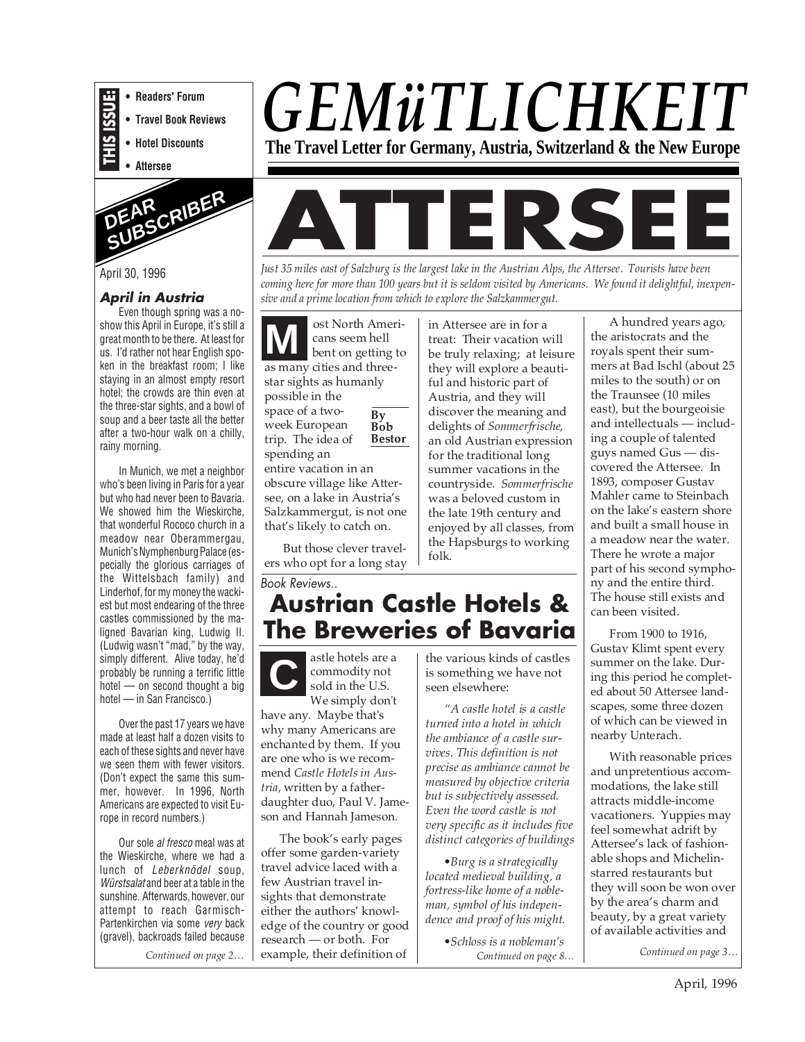**THIS ISSUE:**

- Readers' Forum
- Travel Book Reviews
- Hotel Discounts
- Attersee

# GEMüTLICHKEIT

**The Travel Letter for Germany, Austria, Switzerland & the New Europe**

## DEAR SUBSCRIBER

April 30, 1996

### *April in Austria*

Even though spring was a no-show this April in Europe, it's still a great month to be there. At least for us. I'd rather not hear English spoken in the breakfast room; I like staying in an almost empty resort hotel; the crowds are thin even at the three-star sights, and a bowl of soup and a beer taste all the better after a two-hour walk on a chilly, rainy morning.

In Munich, we met a neighbor who's been living in Paris for a year but who had never been to Bavaria. We showed him the Wieskirche, that wonderful Rococo church in a meadow near Oberammergau, Munich's Nymphenburg Palace (especially the glorious carriages of the Wittelsbach family) and Linderhof, for my money the wackiest but most endearing of the three castles commissioned by the maligned Bavarian king, Ludwig II. (Ludwig wasn't "mad," by the way, simply different. Alive today, he'd probably be running a terrific little hotel — on second thought a big hotel — in San Francisco.)

Over the past 17 years we have made at least half a dozen visits to each of these sights and never have we seen them with fewer visitors. (Don't expect the same this summer, however. In 1996, North Americans are expected to visit Europe in record numbers.)

Our sole *al fresco* meal was at the Wieskirche, where we had a lunch of *Leberknödel* soup, *Würstsalat* and beer at a table in the sunshine. Afterwards, however, our attempt to reach Garmisch-Partenkirchen via some *very* back (gravel), backroads failed because

*Continued on page 2…*

# ATTERSEE

*Just 35 miles east of Salzburg is the largest lake in the Austrian Alps, the Attersee. Tourists have been coming here for more than 100 years but it is seldom visited by Americans. We found it delightful, inexpensive and a prime location from which to explore the Salzkammergut.*

**By Bob Bestor**

Most North Americans seem hell bent on getting to as many cities and three-star sights as humanly possible in the space of a two-week European trip. The idea of spending an entire vacation in an obscure village like Attersee, on a lake in Austria's Salzkammergut, is not one that's likely to catch on.

But those clever travelers who opt for a long stay in Attersee are in for a treat: Their vacation will be truly relaxing; at leisure they will explore a beautiful and historic part of Austria, and they will discover the meaning and delights of *Sommerfrische,* an old Austrian expression for the traditional long summer vacations in the countryside. *Sommerfrische* was a beloved custom in the late 19th century and enjoyed by all classes, from the Hapsburgs to working folk.

A hundred years ago, the aristocrats and the royals spent their summers at Bad Ischl (about 25 miles to the south) or on the Traunsee (10 miles east), but the bourgeoisie and intellectuals — including a couple of talented guys named Gus — discovered the Attersee. In 1893, composer Gustav Mahler came to Steinbach on the lake's eastern shore and built a small house in a meadow near the water. There he wrote a major part of his second symphony and the entire third. The house still exists and can been visited.

From 1900 to 1916, Gustav Klimt spent every summer on the lake. During this period he completed about 50 Attersee landscapes, some three dozen of which can be viewed in nearby Unterach.

With reasonable prices and unpretentious accommodations, the lake still attracts middle-income vacationers. Yuppies may feel somewhat adrift by Attersee's lack of fashionable shops and Michelin-starred restaurants but they will soon be won over by the area's charm and beauty, by a great variety of available activities and

*Continued on page 3…*

*Book Reviews..*

## Austrian Castle Hotels & The Breweries of Bavaria

Castle hotels are a commodity not sold in the U.S. We simply don't have any. Maybe that's why many Americans are enchanted by them. If you are one who is we recommend *Castle Hotels in Austria*, written by a father-daughter duo, Paul V. Jameson and Hannah Jameson.

The book's early pages offer some garden-variety travel advice laced with a few Austrian travel insights that demonstrate either the authors' knowledge of the country or good research — or both. For example, their definition of the various kinds of castles is something we have not seen elsewhere:

*"A castle hotel is a castle turned into a hotel in which the ambiance of a castle survives. This definition is not precise as ambiance cannot be measured by objective criteria but is subjectively assessed. Even the word castle is not very specific as it includes five distinct categories of buildings*

*•Burg is a strategically located medieval building, a fortress-like home of a nobleman, symbol of his independence and proof of his might.*

*•Schloss is a nobleman's*

*Continued on page 8…*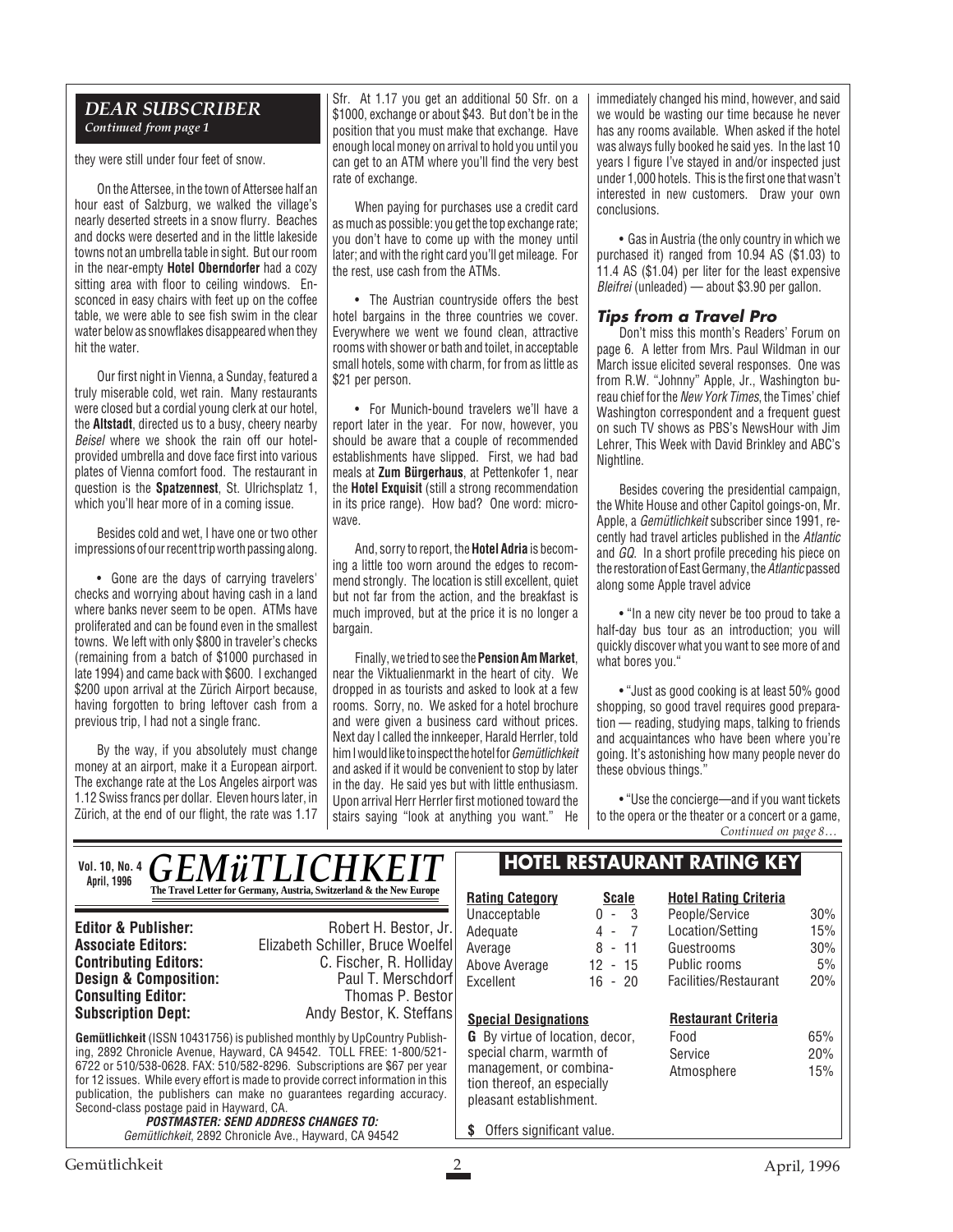## DEAR SUBSCRIBER

*Continued from page 1*

they were still under four feet of snow.

On the Attersee, in the town of Attersee half an hour east of Salzburg, we walked the village's nearly deserted streets in a snow flurry. Beaches and docks were deserted and in the little lakeside towns not an umbrella table in sight. But our room in the near-empty **Hotel Oberndorfer** had a cozy sitting area with floor to ceiling windows. Ensconced in easy chairs with feet up on the coffee table, we were able to see fish swim in the clear water below as snowflakes disappeared when they hit the water.

Our first night in Vienna, a Sunday, featured a truly miserable cold, wet rain. Many restaurants were closed but a cordial young clerk at our hotel, the **Altstadt**, directed us to a busy, cheery nearby *Beisel* where we shook the rain off our hotel-provided umbrella and dove face first into various plates of Vienna comfort food. The restaurant in question is the **Spatzennest**, St. Ulrichsplatz 1, which you'll hear more of in a coming issue.

Besides cold and wet, I have one or two other impressions of our recent trip worth passing along.

• Gone are the days of carrying travelers' checks and worrying about having cash in a land where banks never seem to be open. ATMs have proliferated and can be found even in the smallest towns. We left with only $800 in traveler's checks (remaining from a batch of $1000 purchased in late 1994) and came back with $600. I exchanged $200 upon arrival at the Zürich Airport because, having forgotten to bring leftover cash from a previous trip, I had not a single franc.

By the way, if you absolutely must change money at an airport, make it a European airport. The exchange rate at the Los Angeles airport was 1.12 Swiss francs per dollar. Eleven hours later, in Zürich, at the end of our flight, the rate was 1.17 Sfr. At 1.17 you get an additional 50 Sfr. on a $1000, exchange or about $43. But don't be in the position that you must make that exchange. Have enough local money on arrival to hold you until you can get to an ATM where you'll find the very best rate of exchange.

When paying for purchases use a credit card as much as possible: you get the top exchange rate; you don't have to come up with the money until later; and with the right card you'll get mileage. For the rest, use cash from the ATMs.

• The Austrian countryside offers the best hotel bargains in the three countries we cover. Everywhere we went we found clean, attractive rooms with shower or bath and toilet, in acceptable small hotels, some with charm, for from as little as $21 per person.

• For Munich-bound travelers we'll have a report later in the year. For now, however, you should be aware that a couple of recommended establishments have slipped. First, we had bad meals at **Zum Bürgerhaus**, at Pettenkofer 1, near the **Hotel Exquisit** (still a strong recommendation in its price range). How bad? One word: microwave.

And, sorry to report, the **Hotel Adria** is becoming a little too worn around the edges to recommend strongly. The location is still excellent, quiet but not far from the action, and the breakfast is much improved, but at the price it is no longer a bargain.

Finally, we tried to see the **Pension Am Market**, near the Viktualienmarkt in the heart of city. We dropped in as tourists and asked to look at a few rooms. Sorry, no. We asked for a hotel brochure and were given a business card without prices. Next day I called the innkeeper, Harald Herrler, told him I would like to inspect the hotel for *Gemütlichkeit* and asked if it would be convenient to stop by later in the day. He said yes but with little enthusiasm. Upon arrival Herr Herrler first motioned toward the stairs saying "look at anything you want." He immediately changed his mind, however, and said we would be wasting our time because he never has any rooms available. When asked if the hotel was always fully booked he said yes. In the last 10 years I figure I've stayed in and/or inspected just under 1,000 hotels. This is the first one that wasn't interested in new customers. Draw your own conclusions.

• Gas in Austria (the only country in which we purchased it) ranged from 10.94 AS ($1.03) to 11.4 AS ($1.04) per liter for the least expensive *Bleifrei* (unleaded) — about $3.90 per gallon.

### Tips from a Travel Pro

Don't miss this month's Readers' Forum on page 6. A letter from Mrs. Paul Wildman in our March issue elicited several responses. One was from R.W. "Johnny" Apple, Jr., Washington bureau chief for the *New York Times*, the Times' chief Washington correspondent and a frequent guest on such TV shows as PBS's NewsHour with Jim Lehrer, This Week with David Brinkley and ABC's Nightline.

Besides covering the presidential campaign, the White House and other Capitol goings-on, Mr. Apple, a *Gemütlichkeit* subscriber since 1991, recently had travel articles published in the *Atlantic* and *GQ*. In a short profile preceding his piece on the restoration of East Germany, the *Atlantic* passed along some Apple travel advice

• "In a new city never be too proud to take a half-day bus tour as an introduction; you will quickly discover what you want to see more of and what bores you."

• "Just as good cooking is at least 50% good shopping, so good travel requires good preparation — reading, studying maps, talking to friends and acquaintances who have been where you're going. It's astonishing how many people never do these obvious things."

• "Use the concierge—and if you want tickets to the opera or the theater or a concert or a game,

*Continued on page 8…*

---

**Vol. 10, No. 4, April, 1996**

# GEMüTLICHKEIT

**The Travel Letter for Germany, Austria, Switzerland & the New Europe**

| | |
|---|---|
| **Editor & Publisher:** | Robert H. Bestor, Jr. |
| **Associate Editors:** | Elizabeth Schiller, Bruce Woelfel |
| **Contributing Editors:** | C. Fischer, R. Holliday |
| **Design & Composition:** | Paul T. Merschdorf |
| **Consulting Editor:** | Thomas P. Bestor |
| **Subscription Dept:** | Andy Bestor, K. Steffans |

**Gemütlichkeit** (ISSN 10431756) is published monthly by UpCountry Publishing, 2892 Chronicle Avenue, Hayward, CA 94542. TOLL FREE: 1-800/521-6722 or 510/538-0628. FAX: 510/582-8296. Subscriptions are $67 per year for 12 issues. While every effort is made to provide correct information in this publication, the publishers can make no guarantees regarding accuracy. Second-class postage paid in Hayward, CA.

**POSTMASTER: SEND ADDRESS CHANGES TO:**
*Gemütlichkeit*, 2892 Chronicle Ave., Hayward, CA 94542

## HOTEL RESTAURANT RATING KEY

| Rating Category | Scale |
|---|---|
| Unacceptable | 0 - 3 |
| Adequate | 4 - 7 |
| Average | 8 - 11 |
| Above Average | 12 - 15 |
| Excellent | 16 - 20 |

| Hotel Rating Criteria | |
|---|---|
| People/Service | 30% |
| Location/Setting | 15% |
| Guestrooms | 30% |
| Public rooms | 5% |
| Facilities/Restaurant | 20% |

**Special Designations**

**G** By virtue of location, decor, special charm, warmth of management, or combination thereof, an especially pleasant establishment.

**$** Offers significant value.

| Restaurant Criteria | |
|---|---|
| Food | 65% |
| Service | 20% |
| Atmosphere | 15% |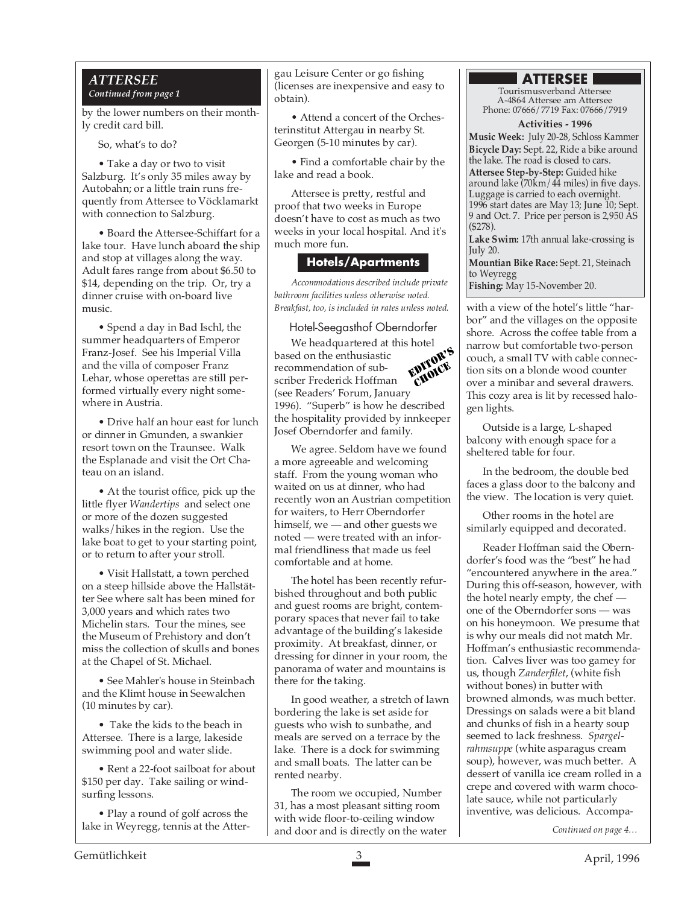## ATTERSEE

*Continued from page 1*

by the lower numbers on their monthly credit card bill.

So, what's to do?

• Take a day or two to visit Salzburg. It's only 35 miles away by Autobahn; or a little train runs frequently from Attersee to Vöcklamarkt with connection to Salzburg.

• Board the Attersee-Schiffart for a lake tour. Have lunch aboard the ship and stop at villages along the way. Adult fares range from about $6.50 to $14, depending on the trip. Or, try a dinner cruise with on-board live music.

• Spend a day in Bad Ischl, the summer headquarters of Emperor Franz-Josef. See his Imperial Villa and the villa of composer Franz Lehar, whose operettas are still performed virtually every night somewhere in Austria.

• Drive half an hour east for lunch or dinner in Gmunden, a swankier resort town on the Traunsee. Walk the Esplanade and visit the Ort Chateau on an island.

• At the tourist office, pick up the little flyer *Wandertips* and select one or more of the dozen suggested walks/hikes in the region. Use the lake boat to get to your starting point, or to return to after your stroll.

• Visit Hallstatt, a town perched on a steep hillside above the Hallstätter See where salt has been mined for 3,000 years and which rates two Michelin stars. Tour the mines, see the Museum of Prehistory and don't miss the collection of skulls and bones at the Chapel of St. Michael.

• See Mahler's house in Steinbach and the Klimt house in Seewalchen (10 minutes by car).

• Take the kids to the beach in Attersee. There is a large, lakeside swimming pool and water slide.

• Rent a 22-foot sailboat for about $150 per day. Take sailing or windsurfing lessons.

• Play a round of golf across the lake in Weyregg, tennis at the Attergau Leisure Center or go fishing (licenses are inexpensive and easy to obtain).

• Attend a concert of the Orchesterinstitut Attergau in nearby St. Georgen (5-10 minutes by car).

• Find a comfortable chair by the lake and read a book.

Attersee is pretty, restful and proof that two weeks in Europe doesn't have to cost as much as two weeks in your local hospital. And it's much more fun.

### Hotels/Apartments

*Accommodations described include private bathroom facilities unless otherwise noted. Breakfast, too, is included in rates unless noted.*

#### Hotel-Seegasthof Oberndorfer

**EDITOR'S CHOICE**

We headquartered at this hotel based on the enthusiastic recommendation of subscriber Frederick Hoffman (see Readers' Forum, January 1996). "Superb" is how he described the hospitality provided by innkeeper Josef Oberndorfer and family.

We agree. Seldom have we found a more agreeable and welcoming staff. From the young woman who waited on us at dinner, who had recently won an Austrian competition for waiters, to Herr Oberndorfer himself, we — and other guests we noted — were treated with an informal friendliness that made us feel comfortable and at home.

The hotel has been recently refurbished throughout and both public and guest rooms are bright, contemporary spaces that never fail to take advantage of the building's lakeside proximity. At breakfast, dinner, or dressing for dinner in your room, the panorama of water and mountains is there for the taking.

In good weather, a stretch of lawn bordering the lake is set aside for guests who wish to sunbathe, and meals are served on a terrace by the lake. There is a dock for swimming and small boats. The latter can be rented nearby.

The room we occupied, Number 31, has a most pleasant sitting room with wide floor-to-ceiling window and door and is directly on the water with a view of the hotel's little "harbor" and the villages on the opposite shore. Across the coffee table from a narrow but comfortable two-person couch, a small TV with cable connection sits on a blonde wood counter over a minibar and several drawers. This cozy area is lit by recessed halogen lights.

Outside is a large, L-shaped balcony with enough space for a sheltered table for four.

In the bedroom, the double bed faces a glass door to the balcony and the view. The location is very quiet.

Other rooms in the hotel are similarly equipped and decorated.

Reader Hoffman said the Oberndorfer's food was the "best" he had "encountered anywhere in the area." During this off-season, however, with the hotel nearly empty, the chef — one of the Oberndorfer sons — was on his honeymoon. We presume that is why our meals did not match Mr. Hoffman's enthusiastic recommendation. Calves liver was too gamey for us, though *Zanderfilet*, (white fish without bones) in butter with browned almonds, was much better. Dressings on salads were a bit bland and chunks of fish in a hearty soup seemed to lack freshness. *Spargelrahmsuppe* (white asparagus cream soup), however, was much better. A dessert of vanilla ice cream rolled in a crepe and covered with warm chocolate sauce, while not particularly inventive, was delicious. Accompa-

*Continued on page 4…*

---

### ATTERSEE

Tourismusverband Attersee
A-4864 Attersee am Attersee
Phone: 07666/7719 Fax: 07666/7919

**Activities - 1996**

**Music Week:** July 20-28, Schloss Kammer

**Bicycle Day:** Sept. 22, Ride a bike around the lake. The road is closed to cars.

**Attersee Step-by-Step:** Guided hike around lake (70km/44 miles) in five days. Luggage is carried to each overnight. 1996 start dates are May 13; June 10; Sept. 9 and Oct. 7. Price per person is 2,950 AS ($278).

**Lake Swim:** 17th annual lake-crossing is July 20.

**Mountian Bike Race:** Sept. 21, Steinach to Weyregg

**Fishing:** May 15-November 20.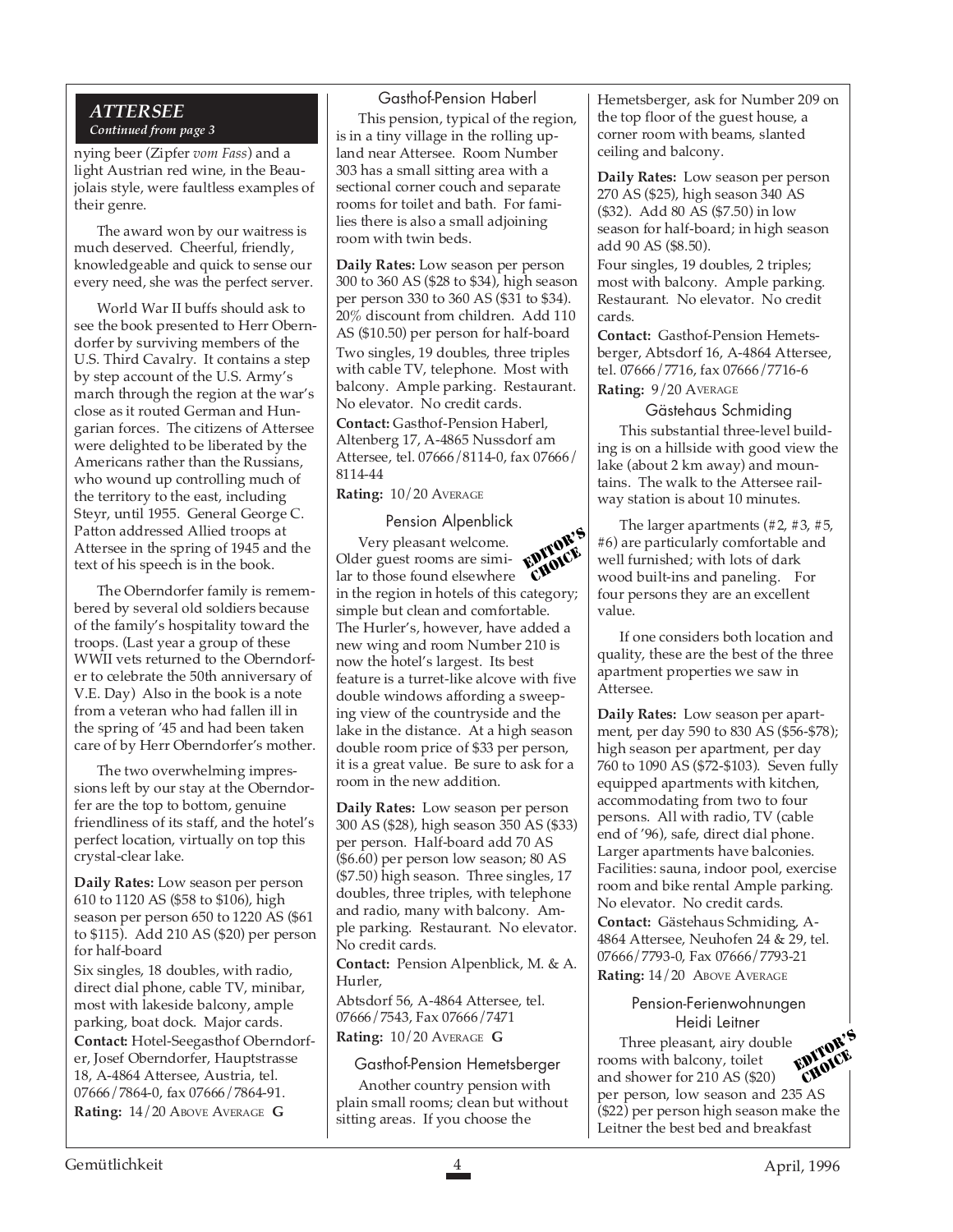### ATTERSEE

*Continued from page 3*

nying beer (Zipfer *vom Fass*) and a light Austrian red wine, in the Beaujolais style, were faultless examples of their genre.

The award won by our waitress is much deserved. Cheerful, friendly, knowledgeable and quick to sense our every need, she was the perfect server.

World War II buffs should ask to see the book presented to Herr Oberndorfer by surviving members of the U.S. Third Cavalry. It contains a step by step account of the U.S. Army's march through the region at the war's close as it routed German and Hungarian forces. The citizens of Attersee were delighted to be liberated by the Americans rather than the Russians, who wound up controlling much of the territory to the east, including Steyr, until 1955. General George C. Patton addressed Allied troops at Attersee in the spring of 1945 and the text of his speech is in the book.

The Oberndorfer family is remembered by several old soldiers because of the family's hospitality toward the troops. (Last year a group of these WWII vets returned to the Oberndorfer to celebrate the 50th anniversary of V.E. Day) Also in the book is a note from a veteran who had fallen ill in the spring of '45 and had been taken care of by Herr Oberndorfer's mother.

The two overwhelming impressions left by our stay at the Oberndorfer are the top to bottom, genuine friendliness of its staff, and the hotel's perfect location, virtually on top this crystal-clear lake.

**Daily Rates:** Low season per person 610 to 1120 AS ($58 to $106), high season per person 650 to 1220 AS ($61 to $115). Add 210 AS ($20) per person for half-board

Six singles, 18 doubles, with radio, direct dial phone, cable TV, minibar, most with lakeside balcony, ample parking, boat dock. Major cards.

**Contact:** Hotel-Seegasthof Oberndorfer, Josef Oberndorfer, Hauptstrasse 18, A-4864 Attersee, Austria, tel. 07666/7864-0, fax 07666/7864-91.

**Rating:** 14/20 Above Average **G**

### Gasthof-Pension Haberl

This pension, typical of the region, is in a tiny village in the rolling upland near Attersee. Room Number 303 has a small sitting area with a sectional corner couch and separate rooms for toilet and bath. For families there is also a small adjoining room with twin beds.

**Daily Rates:** Low season per person 300 to 360 AS ($28 to $34), high season per person 330 to 360 AS ($31 to $34). 20% discount from children. Add 110 AS ($10.50) per person for half-board

Two singles, 19 doubles, three triples with cable TV, telephone. Most with balcony. Ample parking. Restaurant. No elevator. No credit cards.

**Contact:** Gasthof-Pension Haberl, Altenberg 17, A-4865 Nussdorf am Attersee, tel. 07666/8114-0, fax 07666/8114-44

**Rating:** 10/20 Average

### Pension Alpenblick

EDITOR'S CHOICE

Very pleasant welcome. Older guest rooms are similar to those found elsewhere in the region in hotels of this category; simple but clean and comfortable. The Hurler's, however, have added a new wing and room Number 210 is now the hotel's largest. Its best feature is a turret-like alcove with five double windows affording a sweeping view of the countryside and the lake in the distance. At a high season double room price of $33 per person, it is a great value. Be sure to ask for a room in the new addition.

**Daily Rates:** Low season per person 300 AS ($28), high season 350 AS ($33) per person. Half-board add 70 AS ($6.60) per person low season; 80 AS ($7.50) high season. Three singles, 17 doubles, three triples, with telephone and radio, many with balcony. Ample parking. Restaurant. No elevator. No credit cards.

**Contact:** Pension Alpenblick, M. & A. Hurler,

Abtsdorf 56, A-4864 Attersee, tel. 07666/7543, Fax 07666/7471

**Rating:** 10/20 Average **G**

### Gasthof-Pension Hemetsberger

Another country pension with plain small rooms; clean but without sitting areas. If you choose the Hemetsberger, ask for Number 209 on the top floor of the guest house, a corner room with beams, slanted ceiling and balcony.

**Daily Rates:** Low season per person 270 AS ($25), high season 340 AS ($32). Add 80 AS ($7.50) in low season for half-board; in high season add 90 AS ($8.50).

Four singles, 19 doubles, 2 triples; most with balcony. Ample parking. Restaurant. No elevator. No credit cards.

**Contact:** Gasthof-Pension Hemetsberger, Abtsdorf 16, A-4864 Attersee, tel. 07666/7716, fax 07666/7716-6

**Rating:** 9/20 Average

### Gästehaus Schmiding

This substantial three-level building is on a hillside with good view the lake (about 2 km away) and mountains. The walk to the Attersee railway station is about 10 minutes.

The larger apartments (#2, #3, #5, #6) are particularly comfortable and well furnished; with lots of dark wood built-ins and paneling. For four persons they are an excellent value.

If one considers both location and quality, these are the best of the three apartment properties we saw in Attersee.

**Daily Rates:** Low season per apartment, per day 590 to 830 AS ($56-$78); high season per apartment, per day 760 to 1090 AS ($72-$103). Seven fully equipped apartments with kitchen, accommodating from two to four persons. All with radio, TV (cable end of '96), safe, direct dial phone. Larger apartments have balconies. Facilities: sauna, indoor pool, exercise room and bike rental Ample parking. No elevator. No credit cards.

**Contact:** Gästehaus Schmiding, A-4864 Attersee, Neuhofen 24 & 29, tel. 07666/7793-0, Fax 07666/7793-21

**Rating:** 14/20 Above Average

### Pension-Ferienwohnungen Heidi Leitner

EDITOR'S CHOICE

Three pleasant, airy double rooms with balcony, toilet and shower for 210 AS ($20) per person, low season and 235 AS ($22) per person high season make the Leitner the best bed and breakfast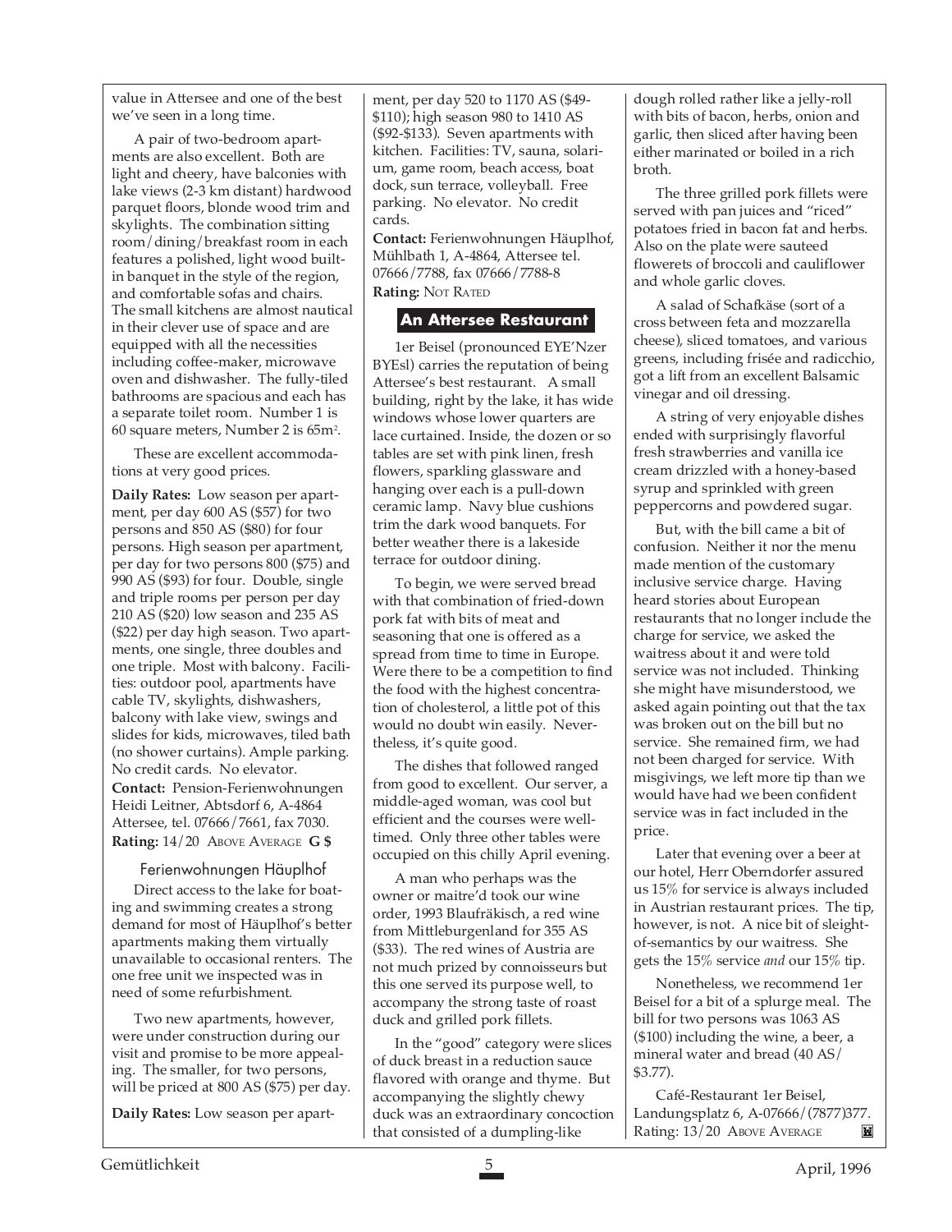value in Attersee and one of the best we've seen in a long time.

A pair of two-bedroom apartments are also excellent. Both are light and cheery, have balconies with lake views (2-3 km distant) hardwood parquet floors, blonde wood trim and skylights. The combination sitting room/dining/breakfast room in each features a polished, light wood built-in banquet in the style of the region, and comfortable sofas and chairs. The small kitchens are almost nautical in their clever use of space and are equipped with all the necessities including coffee-maker, microwave oven and dishwasher. The fully-tiled bathrooms are spacious and each has a separate toilet room. Number 1 is 60 square meters, Number 2 is $65m^2$.

These are excellent accommodations at very good prices.

**Daily Rates:** Low season per apartment, per day 600 AS ($57) for two persons and 850 AS ($80) for four persons. High season per apartment, per day for two persons 800 ($75) and 990 AS ($93) for four. Double, single and triple rooms per person per day 210 AS ($20) low season and 235 AS ($22) per day high season. Two apartments, one single, three doubles and one triple. Most with balcony. Facilities: outdoor pool, apartments have cable TV, skylights, dishwashers, balcony with lake view, swings and slides for kids, microwaves, tiled bath (no shower curtains). Ample parking. No credit cards. No elevator.

**Contact:** Pension-Ferienwohnungen Heidi Leitner, Abtsdorf 6, A-4864 Attersee, tel. 07666/7661, fax 7030.

**Rating:** 14/20 ABOVE AVERAGE **G $**

### Ferienwohnungen Häuplhof

Direct access to the lake for boating and swimming creates a strong demand for most of Häuplhof's better apartments making them virtually unavailable to occasional renters. The one free unit we inspected was in need of some refurbishment.

Two new apartments, however, were under construction during our visit and promise to be more appealing. The smaller, for two persons, will be priced at 800 AS ($75) per day.

**Daily Rates:** Low season per apartment, per day 520 to 1170 AS ($49-$110); high season 980 to 1410 AS ($92-$133). Seven apartments with kitchen. Facilities: TV, sauna, solarium, game room, beach access, boat dock, sun terrace, volleyball. Free parking. No elevator. No credit cards.

**Contact:** Ferienwohnungen Häuplhof, Mühlbath 1, A-4864, Attersee tel. 07666/7788, fax 07666/7788-8

**Rating:** NOT RATED

## An Attersee Restaurant

1er Beisel (pronounced EYE'Nzer BYEsl) carries the reputation of being Attersee's best restaurant. A small building, right by the lake, it has wide windows whose lower quarters are lace curtained. Inside, the dozen or so tables are set with pink linen, fresh flowers, sparkling glassware and hanging over each is a pull-down ceramic lamp. Navy blue cushions trim the dark wood banquets. For better weather there is a lakeside terrace for outdoor dining.

To begin, we were served bread with that combination of fried-down pork fat with bits of meat and seasoning that one is offered as a spread from time to time in Europe. Were there to be a competition to find the food with the highest concentration of cholesterol, a little pot of this would no doubt win easily. Nevertheless, it's quite good.

The dishes that followed ranged from good to excellent. Our server, a middle-aged woman, was cool but efficient and the courses were well-timed. Only three other tables were occupied on this chilly April evening.

A man who perhaps was the owner or maitre'd took our wine order, 1993 Blaufräkisch, a red wine from Mittleburgenland for 355 AS ($33). The red wines of Austria are not much prized by connoisseurs but this one served its purpose well, to accompany the strong taste of roast duck and grilled pork fillets.

In the "good" category were slices of duck breast in a reduction sauce flavored with orange and thyme. But accompanying the slightly chewy duck was an extraordinary concoction that consisted of a dumpling-like dough rolled rather like a jelly-roll with bits of bacon, herbs, onion and garlic, then sliced after having been either marinated or boiled in a rich broth.

The three grilled pork fillets were served with pan juices and "riced" potatoes fried in bacon fat and herbs. Also on the plate were sauteed flowerets of broccoli and cauliflower and whole garlic cloves.

A salad of Schafkäse (sort of a cross between feta and mozzarella cheese), sliced tomatoes, and various greens, including frisée and radicchio, got a lift from an excellent Balsamic vinegar and oil dressing.

A string of very enjoyable dishes ended with surprisingly flavorful fresh strawberries and vanilla ice cream drizzled with a honey-based syrup and sprinkled with green peppercorns and powdered sugar.

But, with the bill came a bit of confusion. Neither it nor the menu made mention of the customary inclusive service charge. Having heard stories about European restaurants that no longer include the charge for service, we asked the waitress about it and were told service was not included. Thinking she might have misunderstood, we asked again pointing out that the tax was broken out on the bill but no service. She remained firm, we had not been charged for service. With misgivings, we left more tip than we would have had we been confident service was in fact included in the price.

Later that evening over a beer at our hotel, Herr Oberndorfer assured us 15% for service is always included in Austrian restaurant prices. The tip, however, is not. A nice bit of sleight-of-semantics by our waitress. She gets the 15% service *and* our 15% tip.

Nonetheless, we recommend 1er Beisel for a bit of a splurge meal. The bill for two persons was 1063 AS ($100) including the wine, a beer, a mineral water and bread (40 AS/ $3.77).

Café-Restaurant 1er Beisel, Landungsplatz 6, A-07666/(7877)377. Rating: 13/20 ABOVE AVERAGE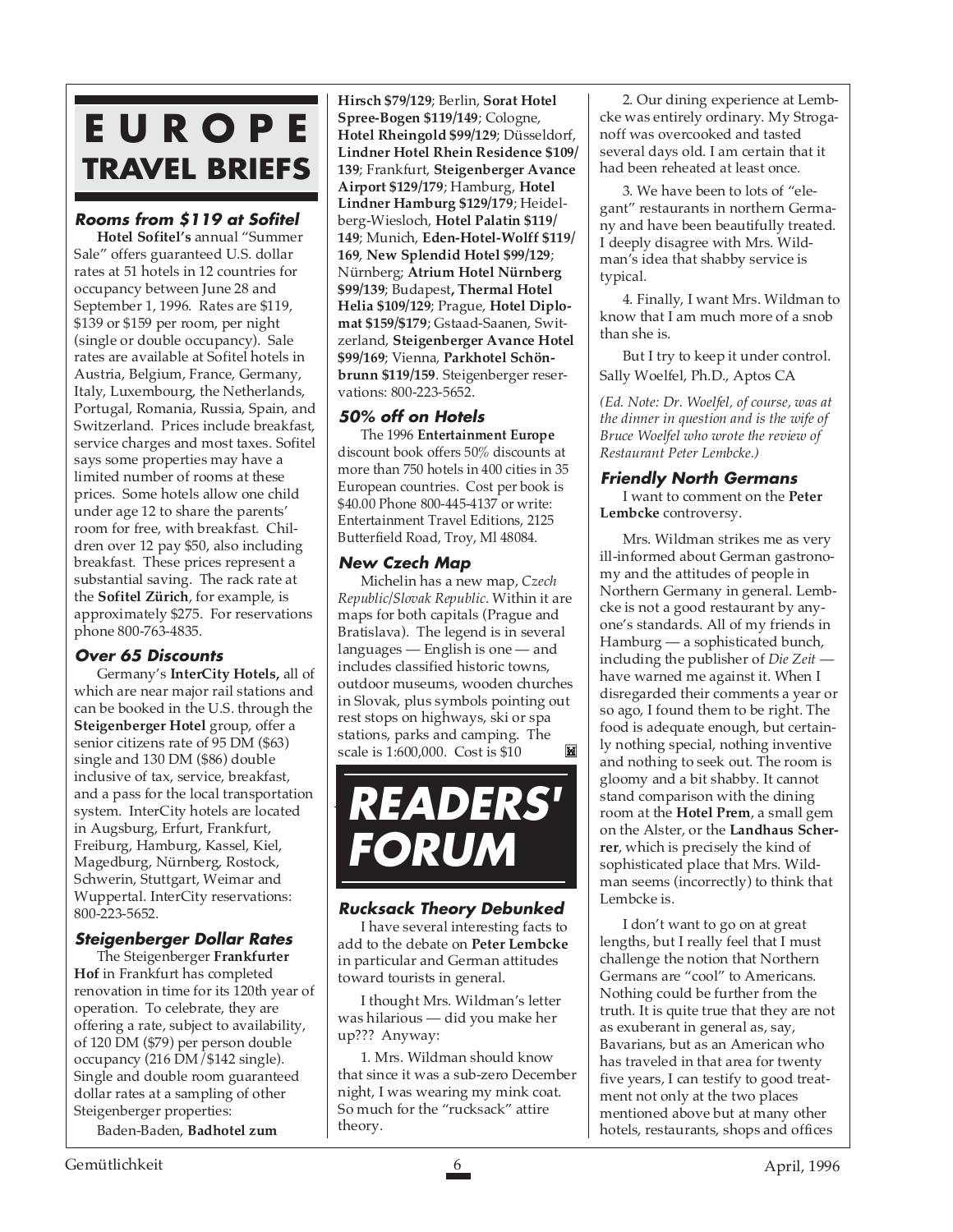# EUROPE TRAVEL BRIEFS

### Rooms from $119 at Sofitel

**Hotel Sofitel's** annual "Summer Sale" offers guaranteed U.S. dollar rates at 51 hotels in 12 countries for occupancy between June 28 and September 1, 1996. Rates are $119, $139 or $159 per room, per night (single or double occupancy). Sale rates are available at Sofitel hotels in Austria, Belgium, France, Germany, Italy, Luxembourg, the Netherlands, Portugal, Romania, Russia, Spain, and Switzerland. Prices include breakfast, service charges and most taxes. Sofitel says some properties may have a limited number of rooms at these prices. Some hotels allow one child under age 12 to share the parents' room for free, with breakfast. Children over 12 pay $50, also including breakfast. These prices represent a substantial saving. The rack rate at the **Sofitel Zürich**, for example, is approximately $275. For reservations phone 800-763-4835.

### Over 65 Discounts

Germany's **InterCity Hotels,** all of which are near major rail stations and can be booked in the U.S. through the **Steigenberger Hotel** group, offer a senior citizens rate of 95 DM ($63) single and 130 DM ($86) double inclusive of tax, service, breakfast, and a pass for the local transportation system. InterCity hotels are located in Augsburg, Erfurt, Frankfurt, Freiburg, Hamburg, Kassel, Kiel, Magedburg, Nürnberg, Rostock, Schwerin, Stuttgart, Weimar and Wuppertal. InterCity reservations: 800-223-5652.

### Steigenberger Dollar Rates

The Steigenberger **Frankfurter Hof** in Frankfurt has completed renovation in time for its 120th year of operation. To celebrate, they are offering a rate, subject to availability, of 120 DM ($79) per person double occupancy (216 DM/$142 single). Single and double room guaranteed dollar rates at a sampling of other Steigenberger properties:

Baden-Baden, **Badhotel zum Hirsch $79/129**; Berlin, **Sorat Hotel Spree-Bogen $119/149**; Cologne, **Hotel Rheingold $99/129**; Düsseldorf, **Lindner Hotel Rhein Residence $109/139**; Frankfurt, **Steigenberger Avance Airport $129/179**; Hamburg, **Hotel Lindner Hamburg $129/179**; Heidelberg-Wiesloch, **Hotel Palatin $119/149**; Munich, **Eden-Hotel-Wolff $119/169**, **New Splendid Hotel $99/129**; Nürnberg; **Atrium Hotel Nürnberg $99/139**; Budapest, **Thermal Hotel Helia $109/129**; Prague, **Hotel Diplomat $159/$179**; Gstaad-Saanen, Switzerland, **Steigenberger Avance Hotel $99/169**; Vienna, **Parkhotel Schönbrunn $119/159**. Steigenberger reservations: 800-223-5652.

### 50% off on Hotels

The 1996 **Entertainment Europe** discount book offers 50% discounts at more than 750 hotels in 400 cities in 35 European countries. Cost per book is $40.00 Phone 800-445-4137 or write: Entertainment Travel Editions, 2125 Butterfield Road, Troy, MI 48084.

### New Czech Map

Michelin has a new map, *Czech Republic/Slovak Republic*. Within it are maps for both capitals (Prague and Bratislava). The legend is in several languages — English is one — and includes classified historic towns, outdoor museums, wooden churches in Slovak, plus symbols pointing out rest stops on highways, ski or spa stations, parks and camping. The scale is 1:600,000. Cost is $10

# READERS' FORUM

### Rucksack Theory Debunked

I have several interesting facts to add to the debate on **Peter Lembcke** in particular and German attitudes toward tourists in general.

I thought Mrs. Wildman's letter was hilarious — did you make her up??? Anyway:

1. Mrs. Wildman should know that since it was a sub-zero December night, I was wearing my mink coat. So much for the "rucksack" attire theory.

2. Our dining experience at Lembcke was entirely ordinary. My Stroganoff was overcooked and tasted several days old. I am certain that it had been reheated at least once.

3. We have been to lots of "elegant" restaurants in northern Germany and have been beautifully treated. I deeply disagree with Mrs. Wildman's idea that shabby service is typical.

4. Finally, I want Mrs. Wildman to know that I am much more of a snob than she is.

But I try to keep it under control.

Sally Woelfel, Ph.D., Aptos CA

*(Ed. Note: Dr. Woelfel, of course, was at the dinner in question and is the wife of Bruce Woelfel who wrote the review of Restaurant Peter Lembcke.)*

### Friendly North Germans

I want to comment on the **Peter Lembcke** controversy.

Mrs. Wildman strikes me as very ill-informed about German gastronomy and the attitudes of people in Northern Germany in general. Lembcke is not a good restaurant by anyone's standards. All of my friends in Hamburg — a sophisticated bunch, including the publisher of *Die Zeit* — have warned me against it. When I disregarded their comments a year or so ago, I found them to be right. The food is adequate enough, but certainly nothing special, nothing inventive and nothing to seek out. The room is gloomy and a bit shabby. It cannot stand comparison with the dining room at the **Hotel Prem**, a small gem on the Alster, or the **Landhaus Scherrer**, which is precisely the kind of sophisticated place that Mrs. Wildman seems (incorrectly) to think that Lembcke is.

I don't want to go on at great lengths, but I really feel that I must challenge the notion that Northern Germans are "cool" to Americans. Nothing could be further from the truth. It is quite true that they are not as exuberant in general as, say, Bavarians, but as an American who has traveled in that area for twenty five years, I can testify to good treatment not only at the two places mentioned above but at many other hotels, restaurants, shops and offices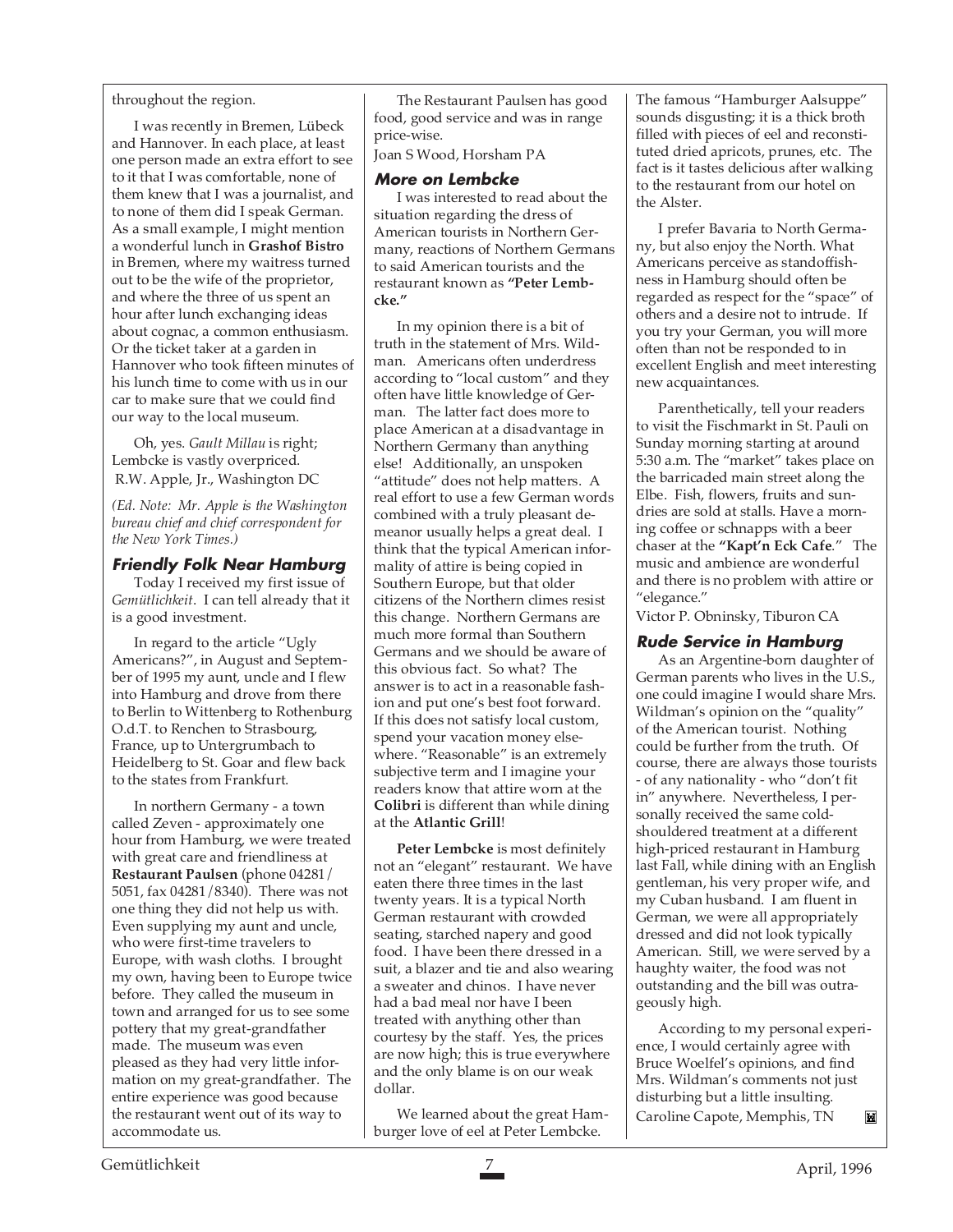throughout the region.

I was recently in Bremen, Lübeck and Hannover. In each place, at least one person made an extra effort to see to it that I was comfortable, none of them knew that I was a journalist, and to none of them did I speak German. As a small example, I might mention a wonderful lunch in **Grashof Bistro** in Bremen, where my waitress turned out to be the wife of the proprietor, and where the three of us spent an hour after lunch exchanging ideas about cognac, a common enthusiasm. Or the ticket taker at a garden in Hannover who took fifteen minutes of his lunch time to come with us in our car to make sure that we could find our way to the local museum.

Oh, yes. *Gault Millau* is right; Lembcke is vastly overpriced.
R.W. Apple, Jr., Washington DC

*(Ed. Note: Mr. Apple is the Washington bureau chief and chief correspondent for the New York Times.)*

### Friendly Folk Near Hamburg

Today I received my first issue of *Gemütlichkeit*. I can tell already that it is a good investment.

In regard to the article "Ugly Americans?", in August and September of 1995 my aunt, uncle and I flew into Hamburg and drove from there to Berlin to Wittenberg to Rothenburg O.d.T. to Renchen to Strasbourg, France, up to Untergrumbach to Heidelberg to St. Goar and flew back to the states from Frankfurt.

In northern Germany - a town called Zeven - approximately one hour from Hamburg, we were treated with great care and friendliness at **Restaurant Paulsen** (phone 04281/5051, fax 04281/8340). There was not one thing they did not help us with. Even supplying my aunt and uncle, who were first-time travelers to Europe, with wash cloths. I brought my own, having been to Europe twice before. They called the museum in town and arranged for us to see some pottery that my great-grandfather made. The museum was even pleased as they had very little information on my great-grandfather. The entire experience was good because the restaurant went out of its way to accommodate us.

The Restaurant Paulsen has good food, good service and was in range price-wise.
Joan S Wood, Horsham PA

### More on Lembcke

I was interested to read about the situation regarding the dress of American tourists in Northern Germany, reactions of Northern Germans to said American tourists and the restaurant known as **"Peter Lembcke."**

In my opinion there is a bit of truth in the statement of Mrs. Wildman. Americans often underdress according to "local custom" and they often have little knowledge of German. The latter fact does more to place American at a disadvantage in Northern Germany than anything else! Additionally, an unspoken "attitude" does not help matters. A real effort to use a few German words combined with a truly pleasant demeanor usually helps a great deal. I think that the typical American informality of attire is being copied in Southern Europe, but that older citizens of the Northern climes resist this change. Northern Germans are much more formal than Southern Germans and we should be aware of this obvious fact. So what? The answer is to act in a reasonable fashion and put one's best foot forward. If this does not satisfy local custom, spend your vacation money elsewhere. "Reasonable" is an extremely subjective term and I imagine your readers know that attire worn at the **Colibri** is different than while dining at the **Atlantic Grill**!

**Peter Lembcke** is most definitely not an "elegant" restaurant. We have eaten there three times in the last twenty years. It is a typical North German restaurant with crowded seating, starched napery and good food. I have been there dressed in a suit, a blazer and tie and also wearing a sweater and chinos. I have never had a bad meal nor have I been treated with anything other than courtesy by the staff. Yes, the prices are now high; this is true everywhere and the only blame is on our weak dollar.

We learned about the great Hamburger love of eel at Peter Lembcke. The famous "Hamburger Aalsuppe" sounds disgusting; it is a thick broth filled with pieces of eel and reconstituted dried apricots, prunes, etc. The fact is it tastes delicious after walking to the restaurant from our hotel on the Alster.

I prefer Bavaria to North Germany, but also enjoy the North. What Americans perceive as standoffishness in Hamburg should often be regarded as respect for the "space" of others and a desire not to intrude. If you try your German, you will more often than not be responded to in excellent English and meet interesting new acquaintances.

Parenthetically, tell your readers to visit the Fischmarkt in St. Pauli on Sunday morning starting at around 5:30 a.m. The "market" takes place on the barricaded main street along the Elbe. Fish, flowers, fruits and sundries are sold at stalls. Have a morning coffee or schnapps with a beer chaser at the **"Kapt'n Eck Cafe**." The music and ambience are wonderful and there is no problem with attire or "elegance."
Victor P. Obninsky, Tiburon CA

### Rude Service in Hamburg

As an Argentine-born daughter of German parents who lives in the U.S., one could imagine I would share Mrs. Wildman's opinion on the "quality" of the American tourist. Nothing could be further from the truth. Of course, there are always those tourists - of any nationality - who "don't fit in" anywhere. Nevertheless, I personally received the same cold-shouldered treatment at a different high-priced restaurant in Hamburg last Fall, while dining with an English gentleman, his very proper wife, and my Cuban husband. I am fluent in German, we were all appropriately dressed and did not look typically American. Still, we were served by a haughty waiter, the food was not outstanding and the bill was outrageously high.

According to my personal experience, I would certainly agree with Bruce Woelfel's opinions, and find Mrs. Wildman's comments not just disturbing but a little insulting.
Caroline Capote, Memphis, TN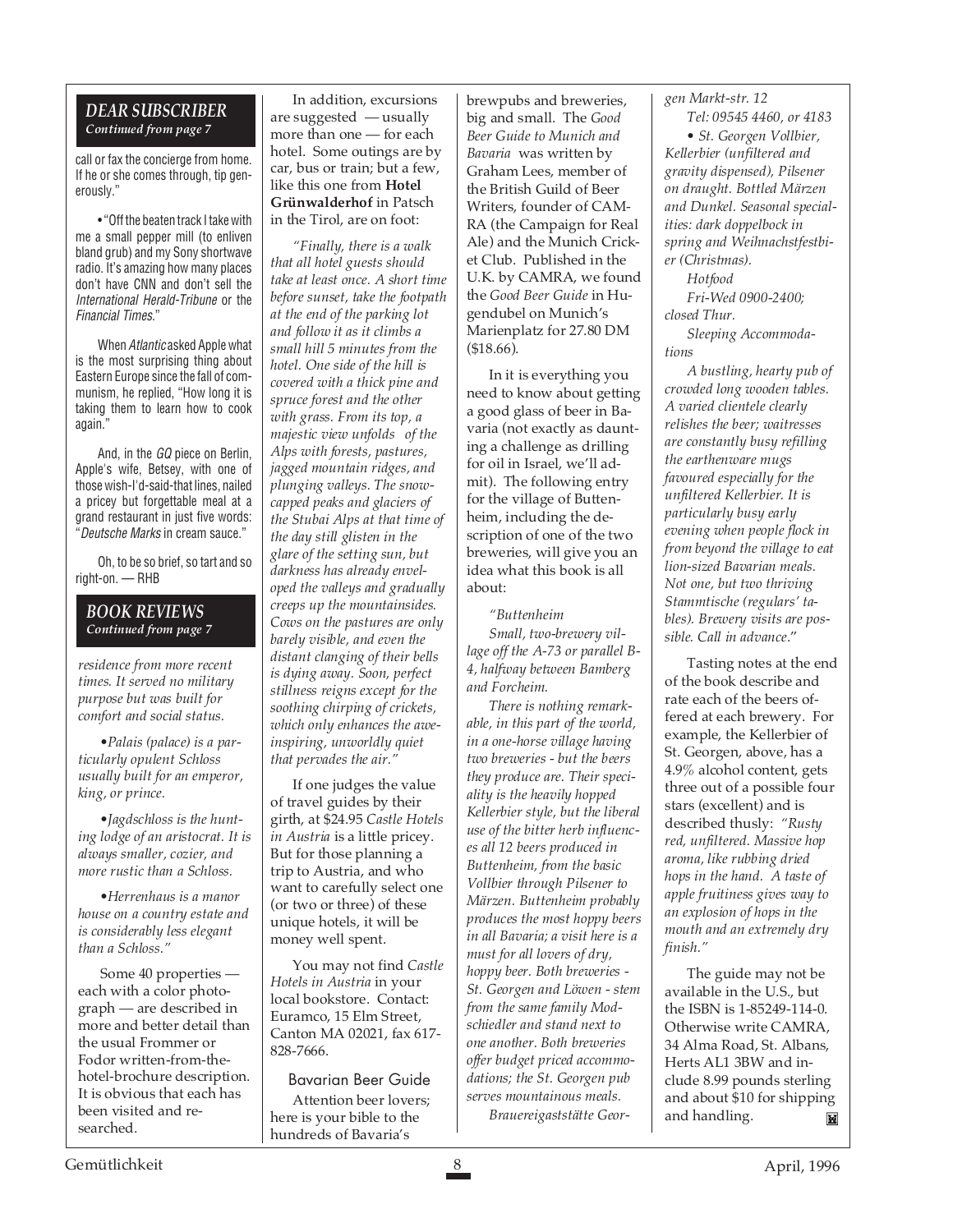## DEAR SUBSCRIBER
*Continued from page 7*

call or fax the concierge from home. If he or she comes through, tip generously."

• "Off the beaten track I take with me a small pepper mill (to enliven bland grub) and my Sony shortwave radio. It's amazing how many places don't have CNN and don't sell the *International Herald-Tribune* or the *Financial Times*."

When *Atlantic* asked Apple what is the most surprising thing about Eastern Europe since the fall of communism, he replied, "How long it is taking them to learn how to cook again."

And, in the *GQ* piece on Berlin, Apple's wife, Betsey, with one of those wish-I'd-said-that lines, nailed a pricey but forgettable meal at a grand restaurant in just five words: "*Deutsche Marks* in cream sauce."

Oh, to be so brief, so tart and so right-on. — RHB

## BOOK REVIEWS
*Continued from page 7*

*residence from more recent times. It served no military purpose but was built for comfort and social status.*

*•Palais (palace) is a particularly opulent Schloss usually built for an emperor, king, or prince.*

*•Jagdschloss is the hunting lodge of an aristocrat. It is always smaller, cozier, and more rustic than a Schloss.*

*•Herrenhaus is a manor house on a country estate and is considerably less elegant than a Schloss."*

Some 40 properties — each with a color photograph — are described in more and better detail than the usual Frommer or Fodor written-from-the-hotel-brochure description. It is obvious that each has been visited and researched.

In addition, excursions are suggested — usually more than one — for each hotel. Some outings are by car, bus or train; but a few, like this one from **Hotel Grünwalderhof** in Patsch in the Tirol, are on foot:

*"Finally, there is a walk that all hotel guests should take at least once. A short time before sunset, take the footpath at the end of the parking lot and follow it as it climbs a small hill 5 minutes from the hotel. One side of the hill is covered with a thick pine and spruce forest and the other with grass. From its top, a majestic view unfolds of the Alps with forests, pastures, jagged mountain ridges, and plunging valleys. The snow-capped peaks and glaciers of the Stubai Alps at that time of the day still glisten in the glare of the setting sun, but darkness has already enveloped the valleys and gradually creeps up the mountainsides. Cows on the pastures are only barely visible, and even the distant clanging of their bells is dying away. Soon, perfect stillness reigns except for the soothing chirping of crickets, which only enhances the awe-inspiring, unworldly quiet that pervades the air."*

If one judges the value of travel guides by their girth, at $24.95 *Castle Hotels in Austria* is a little pricey. But for those planning a trip to Austria, and who want to carefully select one (or two or three) of these unique hotels, it will be money well spent.

You may not find *Castle Hotels in Austria* in your local bookstore. Contact: Euramco, 15 Elm Street, Canton MA 02021, fax 617-828-7666.

### Bavarian Beer Guide

Attention beer lovers; here is your bible to the hundreds of Bavaria's brewpubs and breweries, big and small. The *Good Beer Guide to Munich and Bavaria* was written by Graham Lees, member of the British Guild of Beer Writers, founder of CAMRA (the Campaign for Real Ale) and the Munich Cricket Club. Published in the U.K. by CAMRA, we found the *Good Beer Guide* in Hugendubel on Munich's Marienplatz for 27.80 DM ($18.66).

In it is everything you need to know about getting a good glass of beer in Bavaria (not exactly as daunting a challenge as drilling for oil in Israel, we'll admit). The following entry for the village of Buttenheim, including the description of one of the two breweries, will give you an idea what this book is all about:

*"Buttenheim*

*Small, two-brewery village off the A-73 or parallel B-4, halfway between Bamberg and Forcheim.*

*There is nothing remarkable, in this part of the world, in a one-horse village having two breweries - but the beers they produce are. Their speciality is the heavily hopped Kellerbier style, but the liberal use of the bitter herb influences all 12 beers produced in Buttenheim, from the basic Vollbier through Pilsener to Märzen. Buttenheim probably produces the most hoppy beers in all Bavaria; a visit here is a must for all lovers of dry, hoppy beer. Both breweries - St. Georgen and Löwen - stem from the same family Modschiedler and stand next to one another. Both breweries offer budget priced accommodations; the St. Georgen pub serves mountainous meals.*

*Brauereigaststätte Georgen Markt-str. 12*

*Tel: 09545 4460, or 4183*

*• St. Georgen Vollbier, Kellerbier (unfiltered and gravity dispensed), Pilsener on draught. Bottled Märzen and Dunkel. Seasonal specialities: dark doppelbock in spring and Weihnachtsfestbier (Christmas).*

*Hotfood*

*Fri-Wed 0900-2400; closed Thur.*

*Sleeping Accommodations*

*A bustling, hearty pub of crowded long wooden tables. A varied clientele clearly relishes the beer; waitresses are constantly busy refilling the earthenware mugs favoured especially for the unfiltered Kellerbier. It is particularly busy early evening when people flock in from beyond the village to eat lion-sized Bavarian meals. Not one, but two thriving Stammtische (regulars' tables). Brewery visits are possible. Call in advance.*"

Tasting notes at the end of the book describe and rate each of the beers offered at each brewery. For example, the Kellerbier of St. Georgen, above, has a 4.9% alcohol content, gets three out of a possible four stars (excellent) and is described thusly: *"Rusty red, unfiltered. Massive hop aroma, like rubbing dried hops in the hand. A taste of apple fruitiness gives way to an explosion of hops in the mouth and an extremely dry finish."*

The guide may not be available in the U.S., but the ISBN is 1-85249-114-0. Otherwise write CAMRA, 34 Alma Road, St. Albans, Herts AL1 3BW and include 8.99 pounds sterling and about $10 for shipping and handling.